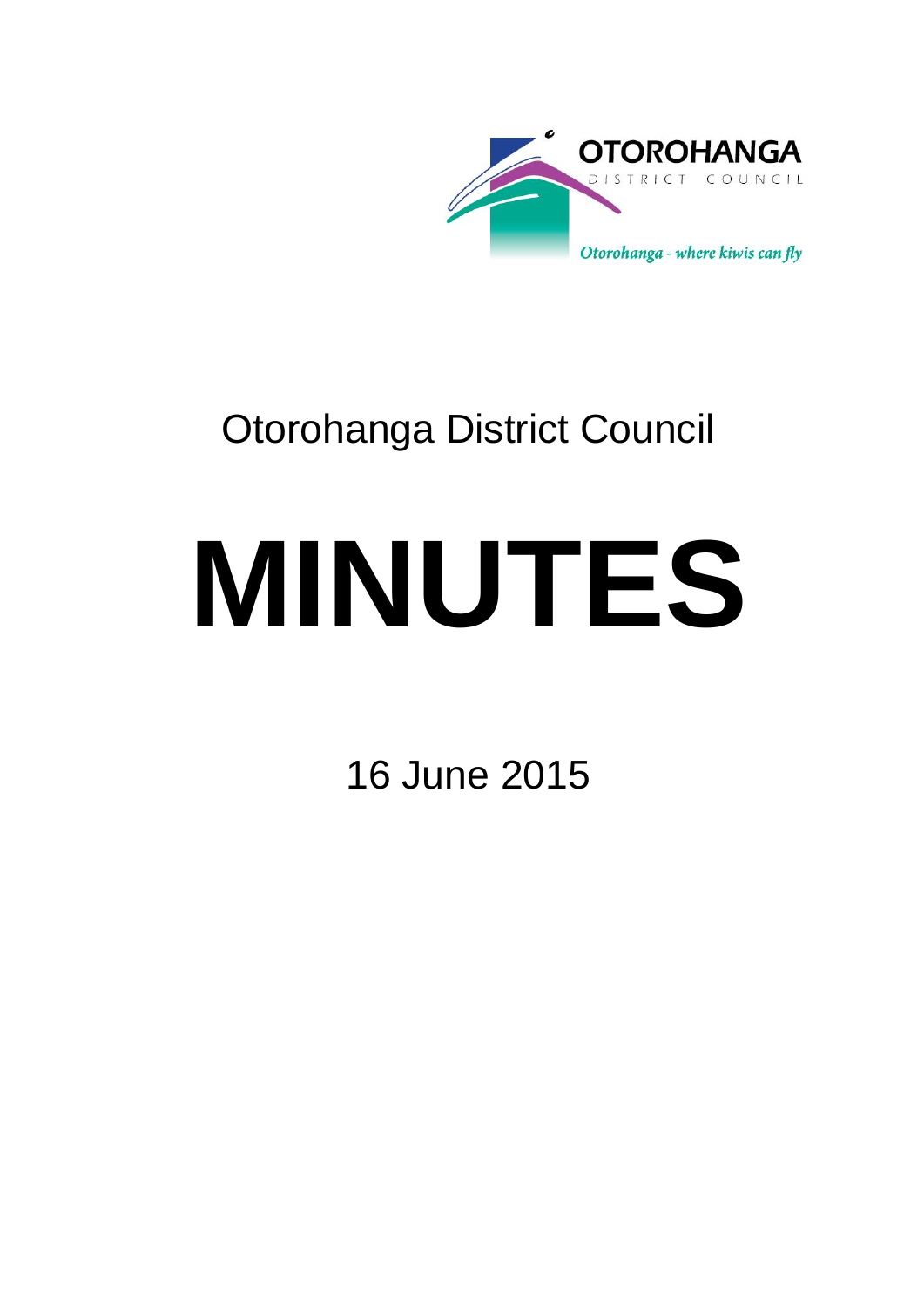OTOROHANGA

DISTRICT COUNCIL

*Otorohanga - where kiwis can fly*

# Otorohanga District Council

# MINUTES

16 June 2015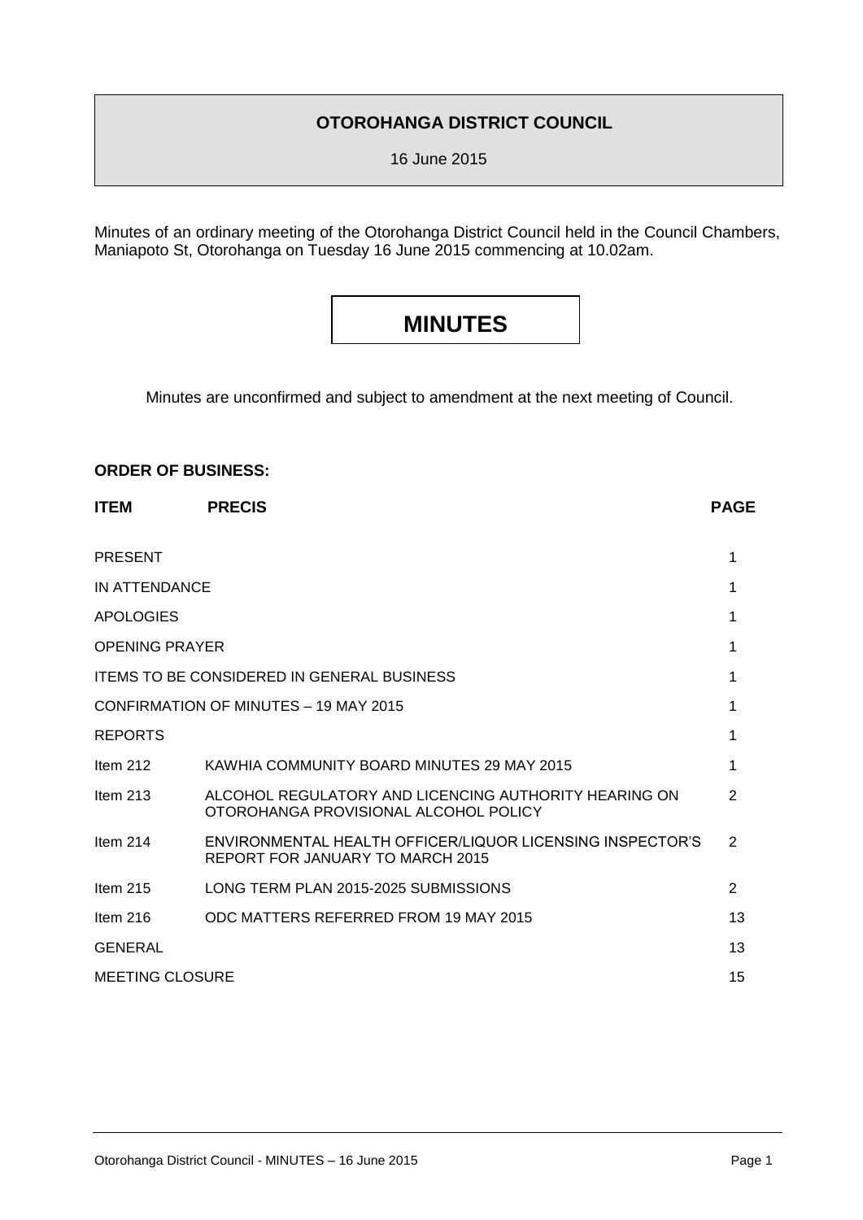## OTOROHANGA DISTRICT COUNCIL

16 June 2015

Minutes of an ordinary meeting of the Otorohanga District Council held in the Council Chambers, Maniapoto St, Otorohanga on Tuesday 16 June 2015 commencing at 10.02am.

# MINUTES

Minutes are unconfirmed and subject to amendment at the next meeting of Council.

**ORDER OF BUSINESS:**

| ITEM | PRECIS | PAGE |
|---|---|---|
| PRESENT | | 1 |
| IN ATTENDANCE | | 1 |
| APOLOGIES | | 1 |
| OPENING PRAYER | | 1 |
| ITEMS TO BE CONSIDERED IN GENERAL BUSINESS | | 1 |
| CONFIRMATION OF MINUTES – 19 MAY 2015 | | 1 |
| REPORTS | | 1 |
| Item 212 | KAWHIA COMMUNITY BOARD MINUTES 29 MAY 2015 | 1 |
| Item 213 | ALCOHOL REGULATORY AND LICENCING AUTHORITY HEARING ON OTOROHANGA PROVISIONAL ALCOHOL POLICY | 2 |
| Item 214 | ENVIRONMENTAL HEALTH OFFICER/LIQUOR LICENSING INSPECTOR'S REPORT FOR JANUARY TO MARCH 2015 | 2 |
| Item 215 | LONG TERM PLAN 2015-2025 SUBMISSIONS | 2 |
| Item 216 | ODC MATTERS REFERRED FROM 19 MAY 2015 | 13 |
| GENERAL | | 13 |
| MEETING CLOSURE | | 15 |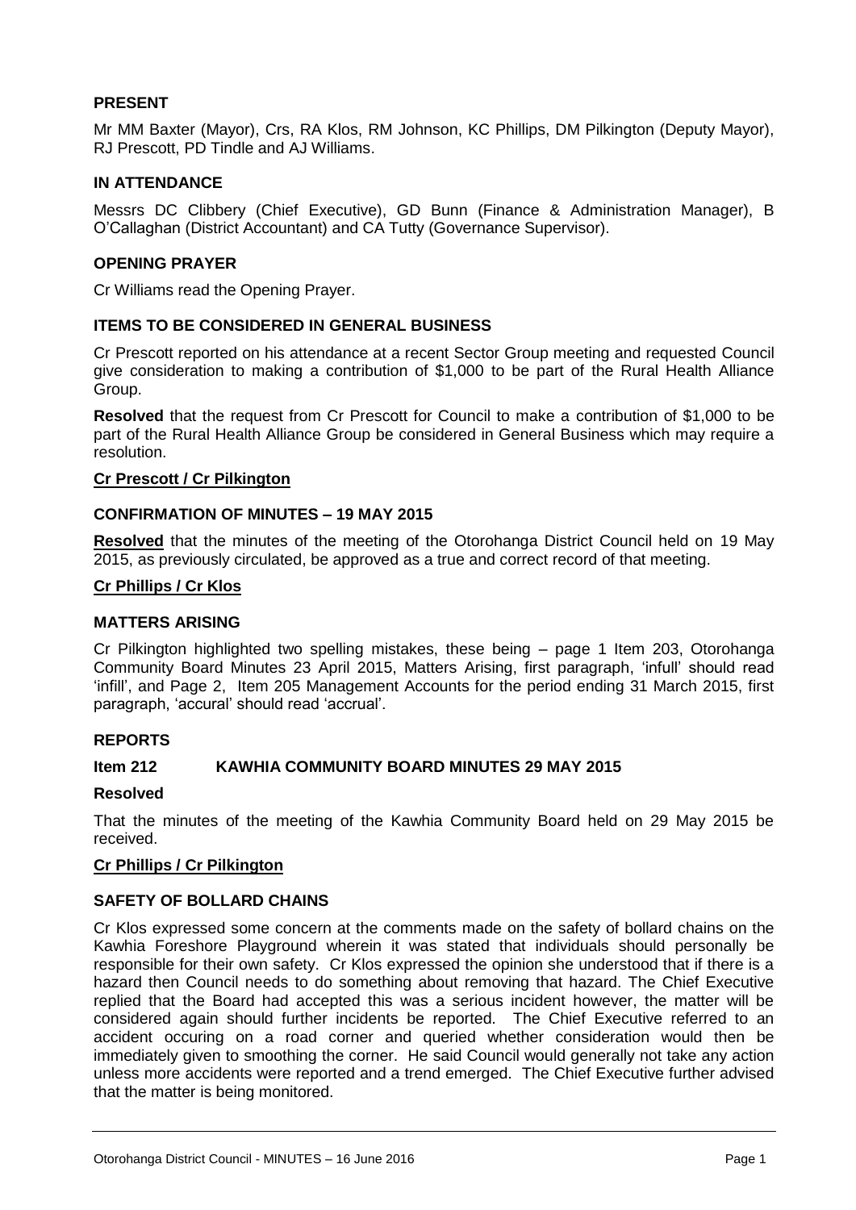## PRESENT

Mr MM Baxter (Mayor), Crs, RA Klos, RM Johnson, KC Phillips, DM Pilkington (Deputy Mayor), RJ Prescott, PD Tindle and AJ Williams.

## IN ATTENDANCE

Messrs DC Clibbery (Chief Executive), GD Bunn (Finance & Administration Manager), B O'Callaghan (District Accountant) and CA Tutty (Governance Supervisor).

## OPENING PRAYER

Cr Williams read the Opening Prayer.

## ITEMS TO BE CONSIDERED IN GENERAL BUSINESS

Cr Prescott reported on his attendance at a recent Sector Group meeting and requested Council give consideration to making a contribution of $1,000 to be part of the Rural Health Alliance Group.

**Resolved** that the request from Cr Prescott for Council to make a contribution of $1,000 to be part of the Rural Health Alliance Group be considered in General Business which may require a resolution.

**Cr Prescott / Cr Pilkington**

## CONFIRMATION OF MINUTES – 19 MAY 2015

**Resolved** that the minutes of the meeting of the Otorohanga District Council held on 19 May 2015, as previously circulated, be approved as a true and correct record of that meeting.

**Cr Phillips / Cr Klos**

## MATTERS ARISING

Cr Pilkington highlighted two spelling mistakes, these being – page 1 Item 203, Otorohanga Community Board Minutes 23 April 2015, Matters Arising, first paragraph, 'infull' should read 'infill', and Page 2, Item 205 Management Accounts for the period ending 31 March 2015, first paragraph, 'accural' should read 'accrual'.

## REPORTS

### Item 212 KAWHIA COMMUNITY BOARD MINUTES 29 MAY 2015

**Resolved**

That the minutes of the meeting of the Kawhia Community Board held on 29 May 2015 be received.

**Cr Phillips / Cr Pilkington**

## SAFETY OF BOLLARD CHAINS

Cr Klos expressed some concern at the comments made on the safety of bollard chains on the Kawhia Foreshore Playground wherein it was stated that individuals should personally be responsible for their own safety. Cr Klos expressed the opinion she understood that if there is a hazard then Council needs to do something about removing that hazard. The Chief Executive replied that the Board had accepted this was a serious incident however, the matter will be considered again should further incidents be reported. The Chief Executive referred to an accident occuring on a road corner and queried whether consideration would then be immediately given to smoothing the corner. He said Council would generally not take any action unless more accidents were reported and a trend emerged. The Chief Executive further advised that the matter is being monitored.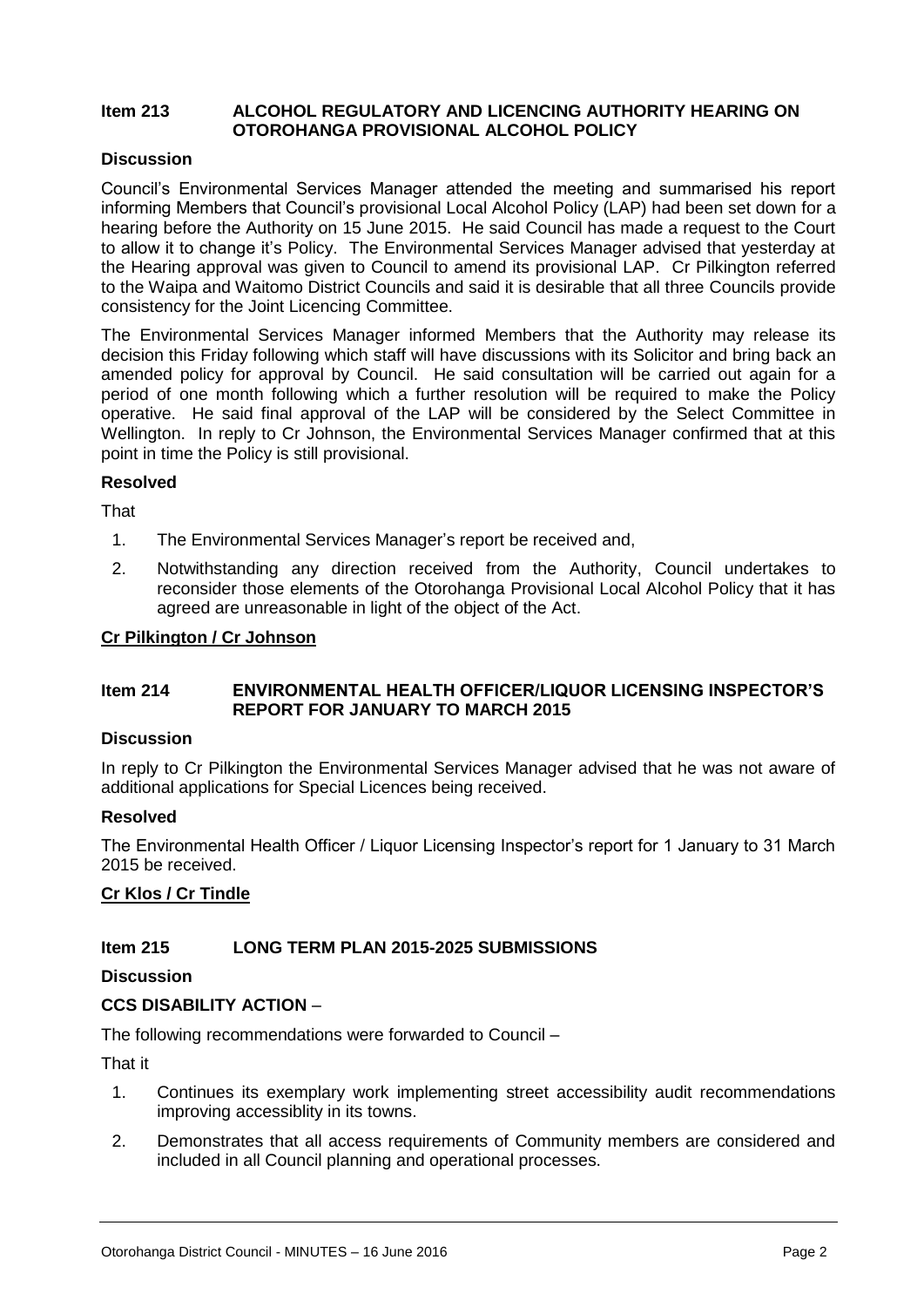## Item 213 ALCOHOL REGULATORY AND LICENCING AUTHORITY HEARING ON OTOROHANGA PROVISIONAL ALCOHOL POLICY

### Discussion

Council's Environmental Services Manager attended the meeting and summarised his report informing Members that Council's provisional Local Alcohol Policy (LAP) had been set down for a hearing before the Authority on 15 June 2015. He said Council has made a request to the Court to allow it to change it's Policy. The Environmental Services Manager advised that yesterday at the Hearing approval was given to Council to amend its provisional LAP. Cr Pilkington referred to the Waipa and Waitomo District Councils and said it is desirable that all three Councils provide consistency for the Joint Licencing Committee.

The Environmental Services Manager informed Members that the Authority may release its decision this Friday following which staff will have discussions with its Solicitor and bring back an amended policy for approval by Council. He said consultation will be carried out again for a period of one month following which a further resolution will be required to make the Policy operative. He said final approval of the LAP will be considered by the Select Committee in Wellington. In reply to Cr Johnson, the Environmental Services Manager confirmed that at this point in time the Policy is still provisional.

### Resolved

That

1. The Environmental Services Manager's report be received and,
2. Notwithstanding any direction received from the Authority, Council undertakes to reconsider those elements of the Otorohanga Provisional Local Alcohol Policy that it has agreed are unreasonable in light of the object of the Act.

**Cr Pilkington / Cr Johnson**

## Item 214 ENVIRONMENTAL HEALTH OFFICER/LIQUOR LICENSING INSPECTOR'S REPORT FOR JANUARY TO MARCH 2015

### Discussion

In reply to Cr Pilkington the Environmental Services Manager advised that he was not aware of additional applications for Special Licences being received.

### Resolved

The Environmental Health Officer / Liquor Licensing Inspector's report for 1 January to 31 March 2015 be received.

**Cr Klos / Cr Tindle**

## Item 215 LONG TERM PLAN 2015-2025 SUBMISSIONS

### Discussion

**CCS DISABILITY ACTION** –

The following recommendations were forwarded to Council –

That it

1. Continues its exemplary work implementing street accessibility audit recommendations improving accessiblity in its towns.
2. Demonstrates that all access requirements of Community members are considered and included in all Council planning and operational processes.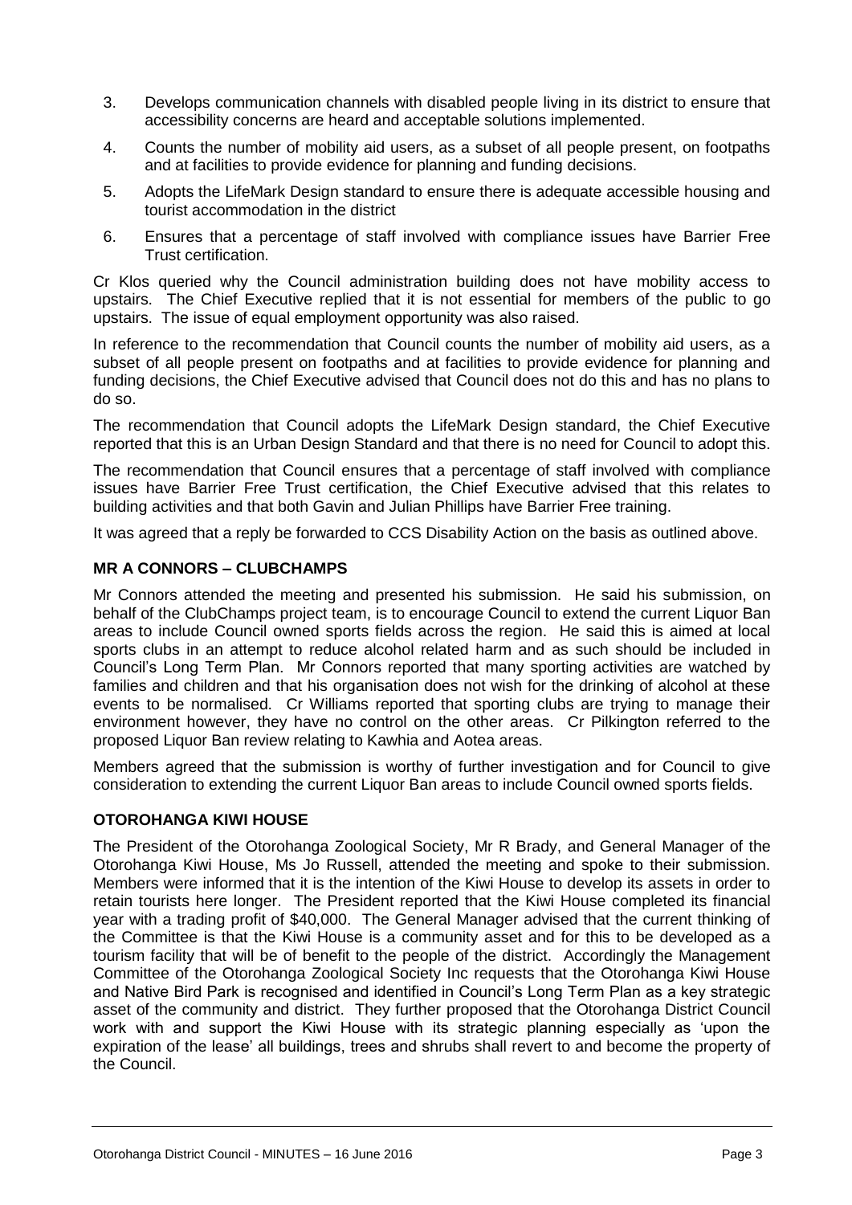3. Develops communication channels with disabled people living in its district to ensure that accessibility concerns are heard and acceptable solutions implemented.
4. Counts the number of mobility aid users, as a subset of all people present, on footpaths and at facilities to provide evidence for planning and funding decisions.
5. Adopts the LifeMark Design standard to ensure there is adequate accessible housing and tourist accommodation in the district
6. Ensures that a percentage of staff involved with compliance issues have Barrier Free Trust certification.

Cr Klos queried why the Council administration building does not have mobility access to upstairs. The Chief Executive replied that it is not essential for members of the public to go upstairs. The issue of equal employment opportunity was also raised.

In reference to the recommendation that Council counts the number of mobility aid users, as a subset of all people present on footpaths and at facilities to provide evidence for planning and funding decisions, the Chief Executive advised that Council does not do this and has no plans to do so.

The recommendation that Council adopts the LifeMark Design standard, the Chief Executive reported that this is an Urban Design Standard and that there is no need for Council to adopt this.

The recommendation that Council ensures that a percentage of staff involved with compliance issues have Barrier Free Trust certification, the Chief Executive advised that this relates to building activities and that both Gavin and Julian Phillips have Barrier Free training.

It was agreed that a reply be forwarded to CCS Disability Action on the basis as outlined above.

**MR A CONNORS – CLUBCHAMPS**

Mr Connors attended the meeting and presented his submission. He said his submission, on behalf of the ClubChamps project team, is to encourage Council to extend the current Liquor Ban areas to include Council owned sports fields across the region. He said this is aimed at local sports clubs in an attempt to reduce alcohol related harm and as such should be included in Council's Long Term Plan. Mr Connors reported that many sporting activities are watched by families and children and that his organisation does not wish for the drinking of alcohol at these events to be normalised. Cr Williams reported that sporting clubs are trying to manage their environment however, they have no control on the other areas. Cr Pilkington referred to the proposed Liquor Ban review relating to Kawhia and Aotea areas.

Members agreed that the submission is worthy of further investigation and for Council to give consideration to extending the current Liquor Ban areas to include Council owned sports fields.

**OTOROHANGA KIWI HOUSE**

The President of the Otorohanga Zoological Society, Mr R Brady, and General Manager of the Otorohanga Kiwi House, Ms Jo Russell, attended the meeting and spoke to their submission. Members were informed that it is the intention of the Kiwi House to develop its assets in order to retain tourists here longer. The President reported that the Kiwi House completed its financial year with a trading profit of $40,000. The General Manager advised that the current thinking of the Committee is that the Kiwi House is a community asset and for this to be developed as a tourism facility that will be of benefit to the people of the district. Accordingly the Management Committee of the Otorohanga Zoological Society Inc requests that the Otorohanga Kiwi House and Native Bird Park is recognised and identified in Council's Long Term Plan as a key strategic asset of the community and district. They further proposed that the Otorohanga District Council work with and support the Kiwi House with its strategic planning especially as 'upon the expiration of the lease' all buildings, trees and shrubs shall revert to and become the property of the Council.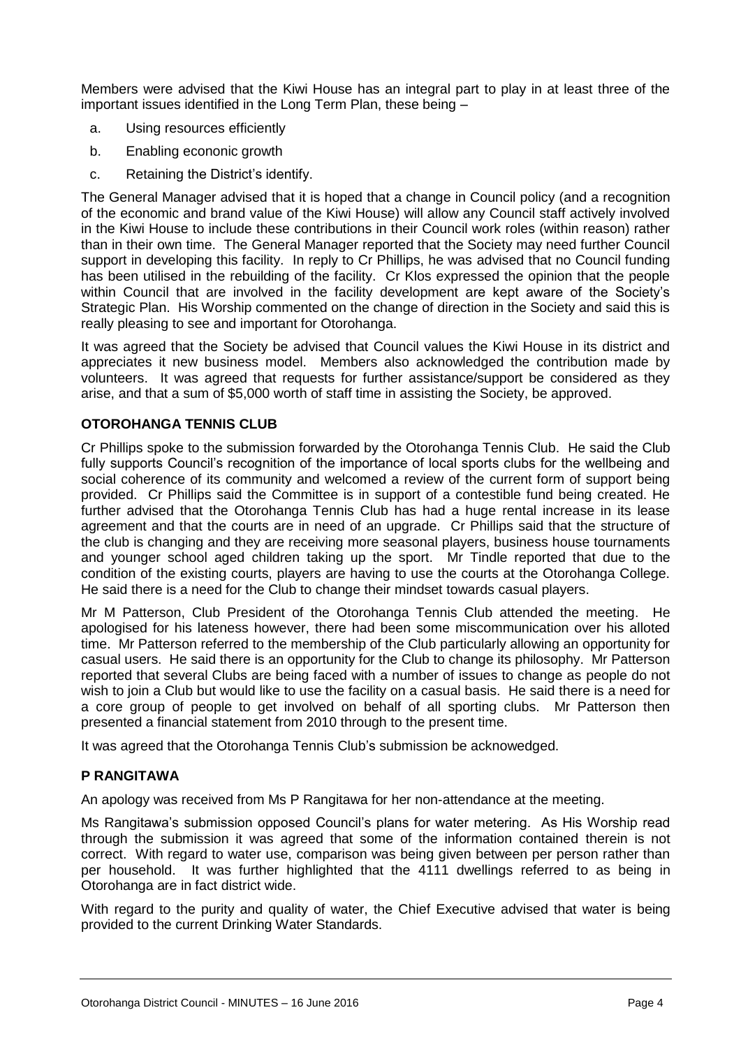Members were advised that the Kiwi House has an integral part to play in at least three of the important issues identified in the Long Term Plan, these being –

a. Using resources efficiently
b. Enabling econonic growth
c. Retaining the District's identify.

The General Manager advised that it is hoped that a change in Council policy (and a recognition of the economic and brand value of the Kiwi House) will allow any Council staff actively involved in the Kiwi House to include these contributions in their Council work roles (within reason) rather than in their own time. The General Manager reported that the Society may need further Council support in developing this facility. In reply to Cr Phillips, he was advised that no Council funding has been utilised in the rebuilding of the facility. Cr Klos expressed the opinion that the people within Council that are involved in the facility development are kept aware of the Society's Strategic Plan. His Worship commented on the change of direction in the Society and said this is really pleasing to see and important for Otorohanga.

It was agreed that the Society be advised that Council values the Kiwi House in its district and appreciates it new business model. Members also acknowledged the contribution made by volunteers. It was agreed that requests for further assistance/support be considered as they arise, and that a sum of $5,000 worth of staff time in assisting the Society, be approved.

**OTOROHANGA TENNIS CLUB**

Cr Phillips spoke to the submission forwarded by the Otorohanga Tennis Club. He said the Club fully supports Council's recognition of the importance of local sports clubs for the wellbeing and social coherence of its community and welcomed a review of the current form of support being provided. Cr Phillips said the Committee is in support of a contestible fund being created. He further advised that the Otorohanga Tennis Club has had a huge rental increase in its lease agreement and that the courts are in need of an upgrade. Cr Phillips said that the structure of the club is changing and they are receiving more seasonal players, business house tournaments and younger school aged children taking up the sport. Mr Tindle reported that due to the condition of the existing courts, players are having to use the courts at the Otorohanga College. He said there is a need for the Club to change their mindset towards casual players.

Mr M Patterson, Club President of the Otorohanga Tennis Club attended the meeting. He apologised for his lateness however, there had been some miscommunication over his alloted time. Mr Patterson referred to the membership of the Club particularly allowing an opportunity for casual users. He said there is an opportunity for the Club to change its philosophy. Mr Patterson reported that several Clubs are being faced with a number of issues to change as people do not wish to join a Club but would like to use the facility on a casual basis. He said there is a need for a core group of people to get involved on behalf of all sporting clubs. Mr Patterson then presented a financial statement from 2010 through to the present time.

It was agreed that the Otorohanga Tennis Club's submission be acknowedged.

**P RANGITAWA**

An apology was received from Ms P Rangitawa for her non-attendance at the meeting.

Ms Rangitawa's submission opposed Council's plans for water metering. As His Worship read through the submission it was agreed that some of the information contained therein is not correct. With regard to water use, comparison was being given between per person rather than per household. It was further highlighted that the 4111 dwellings referred to as being in Otorohanga are in fact district wide.

With regard to the purity and quality of water, the Chief Executive advised that water is being provided to the current Drinking Water Standards.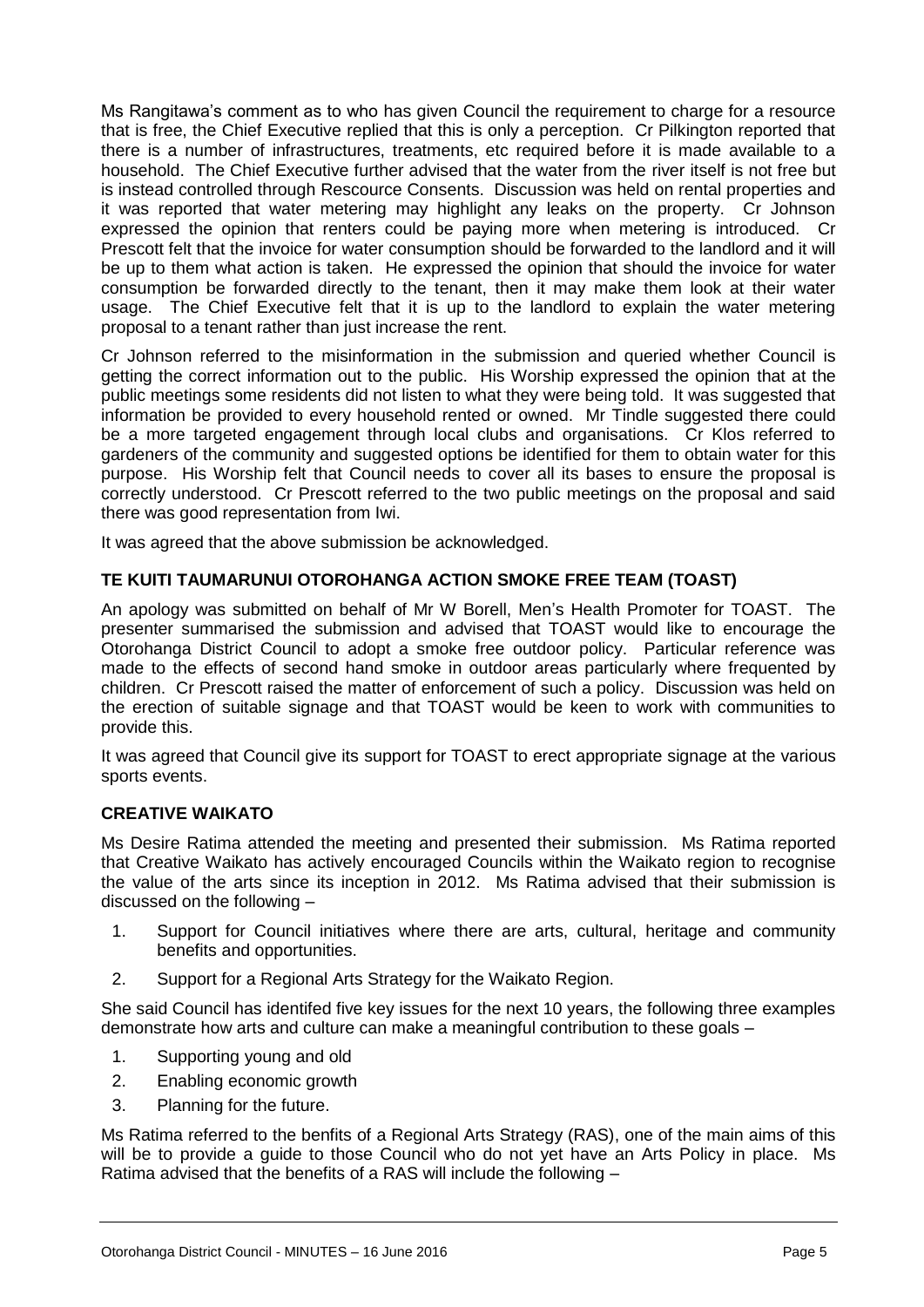Ms Rangitawa's comment as to who has given Council the requirement to charge for a resource that is free, the Chief Executive replied that this is only a perception. Cr Pilkington reported that there is a number of infrastructures, treatments, etc required before it is made available to a household. The Chief Executive further advised that the water from the river itself is not free but is instead controlled through Rescource Consents. Discussion was held on rental properties and it was reported that water metering may highlight any leaks on the property. Cr Johnson expressed the opinion that renters could be paying more when metering is introduced. Cr Prescott felt that the invoice for water consumption should be forwarded to the landlord and it will be up to them what action is taken. He expressed the opinion that should the invoice for water consumption be forwarded directly to the tenant, then it may make them look at their water usage. The Chief Executive felt that it is up to the landlord to explain the water metering proposal to a tenant rather than just increase the rent.

Cr Johnson referred to the misinformation in the submission and queried whether Council is getting the correct information out to the public. His Worship expressed the opinion that at the public meetings some residents did not listen to what they were being told. It was suggested that information be provided to every household rented or owned. Mr Tindle suggested there could be a more targeted engagement through local clubs and organisations. Cr Klos referred to gardeners of the community and suggested options be identified for them to obtain water for this purpose. His Worship felt that Council needs to cover all its bases to ensure the proposal is correctly understood. Cr Prescott referred to the two public meetings on the proposal and said there was good representation from Iwi.

It was agreed that the above submission be acknowledged.

**TE KUITI TAUMARUNUI OTOROHANGA ACTION SMOKE FREE TEAM (TOAST)**

An apology was submitted on behalf of Mr W Borell, Men's Health Promoter for TOAST. The presenter summarised the submission and advised that TOAST would like to encourage the Otorohanga District Council to adopt a smoke free outdoor policy. Particular reference was made to the effects of second hand smoke in outdoor areas particularly where frequented by children. Cr Prescott raised the matter of enforcement of such a policy. Discussion was held on the erection of suitable signage and that TOAST would be keen to work with communities to provide this.

It was agreed that Council give its support for TOAST to erect appropriate signage at the various sports events.

**CREATIVE WAIKATO**

Ms Desire Ratima attended the meeting and presented their submission. Ms Ratima reported that Creative Waikato has actively encouraged Councils within the Waikato region to recognise the value of the arts since its inception in 2012. Ms Ratima advised that their submission is discussed on the following –

1. Support for Council initiatives where there are arts, cultural, heritage and community benefits and opportunities.
2. Support for a Regional Arts Strategy for the Waikato Region.

She said Council has identifed five key issues for the next 10 years, the following three examples demonstrate how arts and culture can make a meaningful contribution to these goals –

1. Supporting young and old
2. Enabling economic growth
3. Planning for the future.

Ms Ratima referred to the benfits of a Regional Arts Strategy (RAS), one of the main aims of this will be to provide a guide to those Council who do not yet have an Arts Policy in place. Ms Ratima advised that the benefits of a RAS will include the following –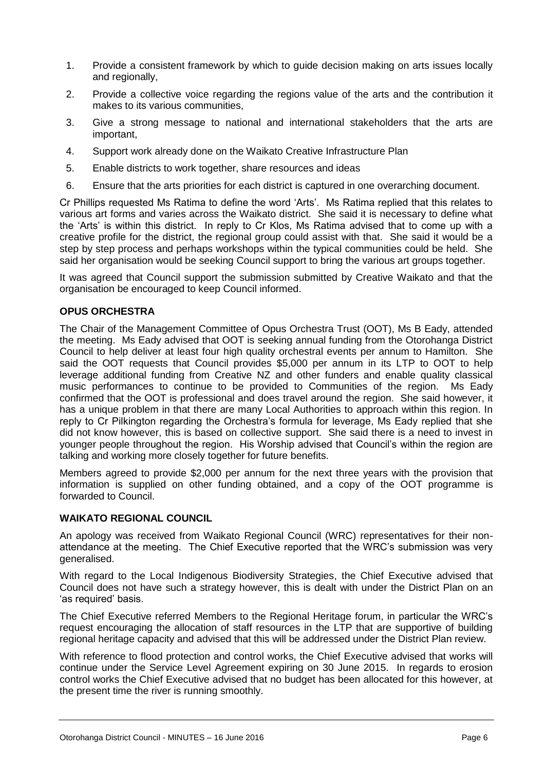1. Provide a consistent framework by which to guide decision making on arts issues locally and regionally,
2. Provide a collective voice regarding the regions value of the arts and the contribution it makes to its various communities,
3. Give a strong message to national and international stakeholders that the arts are important,
4. Support work already done on the Waikato Creative Infrastructure Plan
5. Enable districts to work together, share resources and ideas
6. Ensure that the arts priorities for each district is captured in one overarching document.

Cr Phillips requested Ms Ratima to define the word 'Arts'. Ms Ratima replied that this relates to various art forms and varies across the Waikato district. She said it is necessary to define what the 'Arts' is within this district. In reply to Cr Klos, Ms Ratima advised that to come up with a creative profile for the district, the regional group could assist with that. She said it would be a step by step process and perhaps workshops within the typical communities could be held. She said her organisation would be seeking Council support to bring the various art groups together.

It was agreed that Council support the submission submitted by Creative Waikato and that the organisation be encouraged to keep Council informed.

**OPUS ORCHESTRA**

The Chair of the Management Committee of Opus Orchestra Trust (OOT), Ms B Eady, attended the meeting. Ms Eady advised that OOT is seeking annual funding from the Otorohanga District Council to help deliver at least four high quality orchestral events per annum to Hamilton. She said the OOT requests that Council provides $5,000 per annum in its LTP to OOT to help leverage additional funding from Creative NZ and other funders and enable quality classical music performances to continue to be provided to Communities of the region. Ms Eady confirmed that the OOT is professional and does travel around the region. She said however, it has a unique problem in that there are many Local Authorities to approach within this region. In reply to Cr Pilkington regarding the Orchestra's formula for leverage, Ms Eady replied that she did not know however, this is based on collective support. She said there is a need to invest in younger people throughout the region. His Worship advised that Council's within the region are talking and working more closely together for future benefits.

Members agreed to provide $2,000 per annum for the next three years with the provision that information is supplied on other funding obtained, and a copy of the OOT programme is forwarded to Council.

**WAIKATO REGIONAL COUNCIL**

An apology was received from Waikato Regional Council (WRC) representatives for their non-attendance at the meeting. The Chief Executive reported that the WRC's submission was very generalised.

With regard to the Local Indigenous Biodiversity Strategies, the Chief Executive advised that Council does not have such a strategy however, this is dealt with under the District Plan on an 'as required' basis.

The Chief Executive referred Members to the Regional Heritage forum, in particular the WRC's request encouraging the allocation of staff resources in the LTP that are supportive of building regional heritage capacity and advised that this will be addressed under the District Plan review.

With reference to flood protection and control works, the Chief Executive advised that works will continue under the Service Level Agreement expiring on 30 June 2015. In regards to erosion control works the Chief Executive advised that no budget has been allocated for this however, at the present time the river is running smoothly.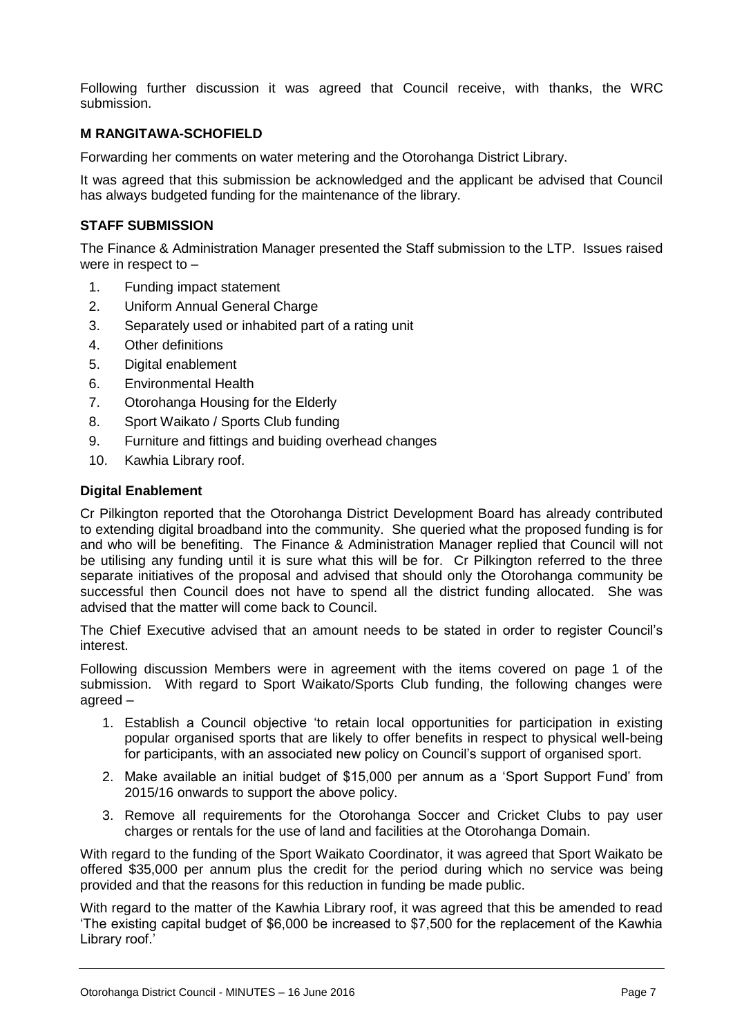Following further discussion it was agreed that Council receive, with thanks, the WRC submission.

### M RANGITAWA-SCHOFIELD

Forwarding her comments on water metering and the Otorohanga District Library.

It was agreed that this submission be acknowledged and the applicant be advised that Council has always budgeted funding for the maintenance of the library.

### STAFF SUBMISSION

The Finance & Administration Manager presented the Staff submission to the LTP. Issues raised were in respect to –

1. Funding impact statement
2. Uniform Annual General Charge
3. Separately used or inhabited part of a rating unit
4. Other definitions
5. Digital enablement
6. Environmental Health
7. Otorohanga Housing for the Elderly
8. Sport Waikato / Sports Club funding
9. Furniture and fittings and buiding overhead changes
10. Kawhia Library roof.

### Digital Enablement

Cr Pilkington reported that the Otorohanga District Development Board has already contributed to extending digital broadband into the community. She queried what the proposed funding is for and who will be benefiting. The Finance & Administration Manager replied that Council will not be utilising any funding until it is sure what this will be for. Cr Pilkington referred to the three separate initiatives of the proposal and advised that should only the Otorohanga community be successful then Council does not have to spend all the district funding allocated. She was advised that the matter will come back to Council.

The Chief Executive advised that an amount needs to be stated in order to register Council's interest.

Following discussion Members were in agreement with the items covered on page 1 of the submission. With regard to Sport Waikato/Sports Club funding, the following changes were agreed –

1. Establish a Council objective 'to retain local opportunities for participation in existing popular organised sports that are likely to offer benefits in respect to physical well-being for participants, with an associated new policy on Council's support of organised sport.
2. Make available an initial budget of $15,000 per annum as a 'Sport Support Fund' from 2015/16 onwards to support the above policy.
3. Remove all requirements for the Otorohanga Soccer and Cricket Clubs to pay user charges or rentals for the use of land and facilities at the Otorohanga Domain.

With regard to the funding of the Sport Waikato Coordinator, it was agreed that Sport Waikato be offered $35,000 per annum plus the credit for the period during which no service was being provided and that the reasons for this reduction in funding be made public.

With regard to the matter of the Kawhia Library roof, it was agreed that this be amended to read 'The existing capital budget of $6,000 be increased to $7,500 for the replacement of the Kawhia Library roof.'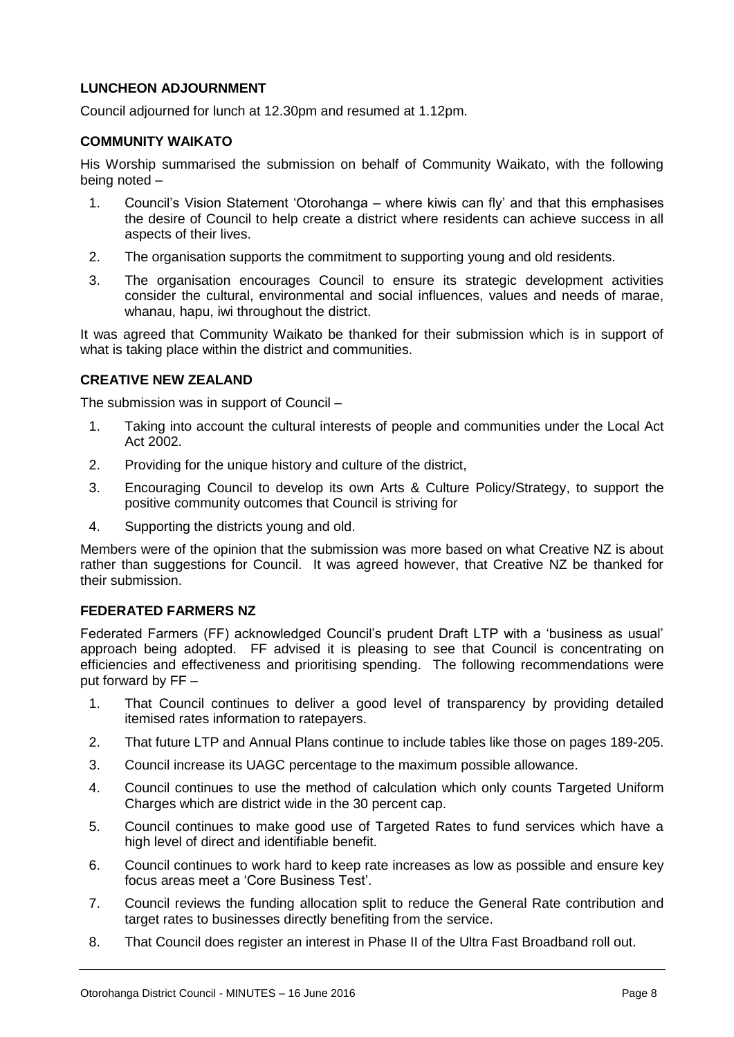**LUNCHEON ADJOURNMENT**

Council adjourned for lunch at 12.30pm and resumed at 1.12pm.

**COMMUNITY WAIKATO**

His Worship summarised the submission on behalf of Community Waikato, with the following being noted –

1. Council's Vision Statement 'Otorohanga – where kiwis can fly' and that this emphasises the desire of Council to help create a district where residents can achieve success in all aspects of their lives.
2. The organisation supports the commitment to supporting young and old residents.
3. The organisation encourages Council to ensure its strategic development activities consider the cultural, environmental and social influences, values and needs of marae, whanau, hapu, iwi throughout the district.

It was agreed that Community Waikato be thanked for their submission which is in support of what is taking place within the district and communities.

**CREATIVE NEW ZEALAND**

The submission was in support of Council –

1. Taking into account the cultural interests of people and communities under the Local Act Act 2002.
2. Providing for the unique history and culture of the district,
3. Encouraging Council to develop its own Arts & Culture Policy/Strategy, to support the positive community outcomes that Council is striving for
4. Supporting the districts young and old.

Members were of the opinion that the submission was more based on what Creative NZ is about rather than suggestions for Council. It was agreed however, that Creative NZ be thanked for their submission.

**FEDERATED FARMERS NZ**

Federated Farmers (FF) acknowledged Council's prudent Draft LTP with a 'business as usual' approach being adopted. FF advised it is pleasing to see that Council is concentrating on efficiencies and effectiveness and prioritising spending. The following recommendations were put forward by FF –

1. That Council continues to deliver a good level of transparency by providing detailed itemised rates information to ratepayers.
2. That future LTP and Annual Plans continue to include tables like those on pages 189-205.
3. Council increase its UAGC percentage to the maximum possible allowance.
4. Council continues to use the method of calculation which only counts Targeted Uniform Charges which are district wide in the 30 percent cap.
5. Council continues to make good use of Targeted Rates to fund services which have a high level of direct and identifiable benefit.
6. Council continues to work hard to keep rate increases as low as possible and ensure key focus areas meet a 'Core Business Test'.
7. Council reviews the funding allocation split to reduce the General Rate contribution and target rates to businesses directly benefiting from the service.
8. That Council does register an interest in Phase II of the Ultra Fast Broadband roll out.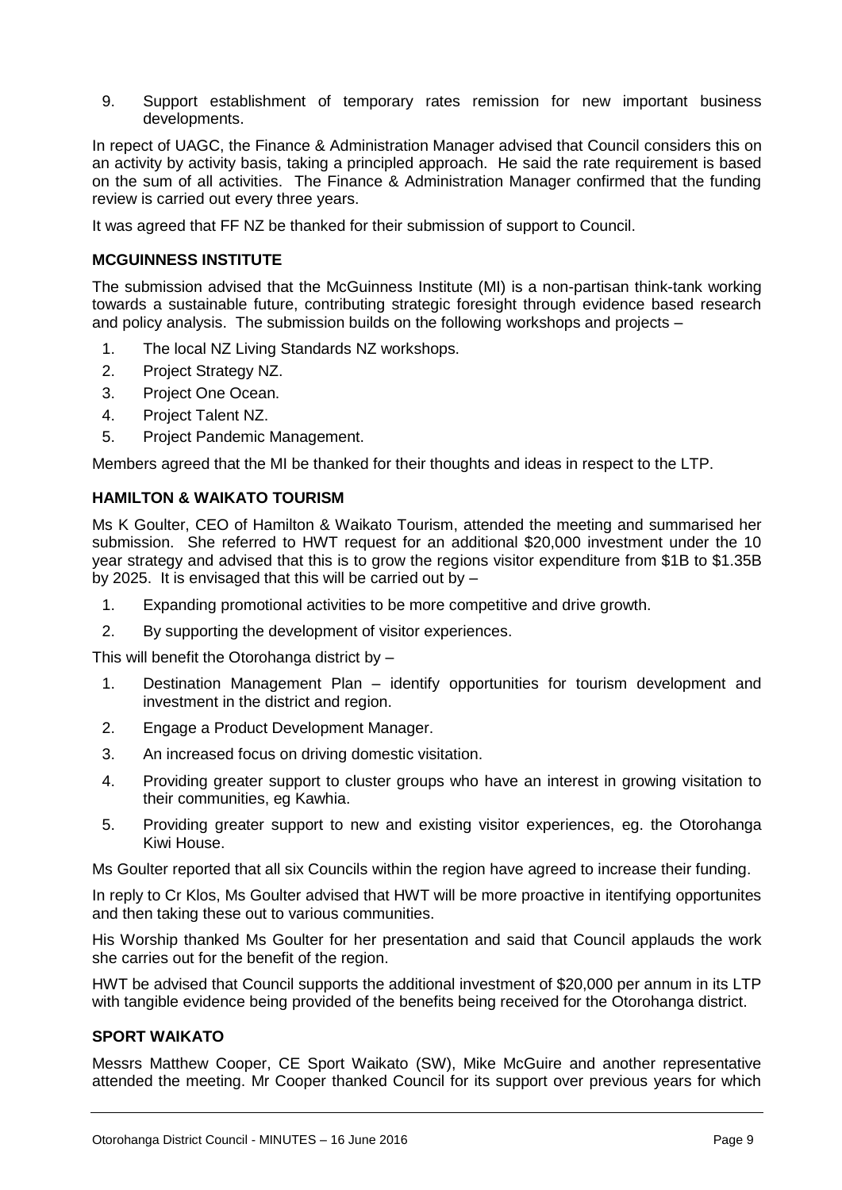9. Support establishment of temporary rates remission for new important business developments.

In repect of UAGC, the Finance & Administration Manager advised that Council considers this on an activity by activity basis, taking a principled approach. He said the rate requirement is based on the sum of all activities. The Finance & Administration Manager confirmed that the funding review is carried out every three years.

It was agreed that FF NZ be thanked for their submission of support to Council.

**MCGUINNESS INSTITUTE**

The submission advised that the McGuinness Institute (MI) is a non-partisan think-tank working towards a sustainable future, contributing strategic foresight through evidence based research and policy analysis. The submission builds on the following workshops and projects –

1. The local NZ Living Standards NZ workshops.
2. Project Strategy NZ.
3. Project One Ocean.
4. Project Talent NZ.
5. Project Pandemic Management.

Members agreed that the MI be thanked for their thoughts and ideas in respect to the LTP.

**HAMILTON & WAIKATO TOURISM**

Ms K Goulter, CEO of Hamilton & Waikato Tourism, attended the meeting and summarised her submission. She referred to HWT request for an additional $20,000 investment under the 10 year strategy and advised that this is to grow the regions visitor expenditure from $1B to $1.35B by 2025. It is envisaged that this will be carried out by –

1. Expanding promotional activities to be more competitive and drive growth.
2. By supporting the development of visitor experiences.

This will benefit the Otorohanga district by –

1. Destination Management Plan – identify opportunities for tourism development and investment in the district and region.
2. Engage a Product Development Manager.
3. An increased focus on driving domestic visitation.
4. Providing greater support to cluster groups who have an interest in growing visitation to their communities, eg Kawhia.
5. Providing greater support to new and existing visitor experiences, eg. the Otorohanga Kiwi House.

Ms Goulter reported that all six Councils within the region have agreed to increase their funding.

In reply to Cr Klos, Ms Goulter advised that HWT will be more proactive in itentifying opportunites and then taking these out to various communities.

His Worship thanked Ms Goulter for her presentation and said that Council applauds the work she carries out for the benefit of the region.

HWT be advised that Council supports the additional investment of $20,000 per annum in its LTP with tangible evidence being provided of the benefits being received for the Otorohanga district.

**SPORT WAIKATO**

Messrs Matthew Cooper, CE Sport Waikato (SW), Mike McGuire and another representative attended the meeting. Mr Cooper thanked Council for its support over previous years for which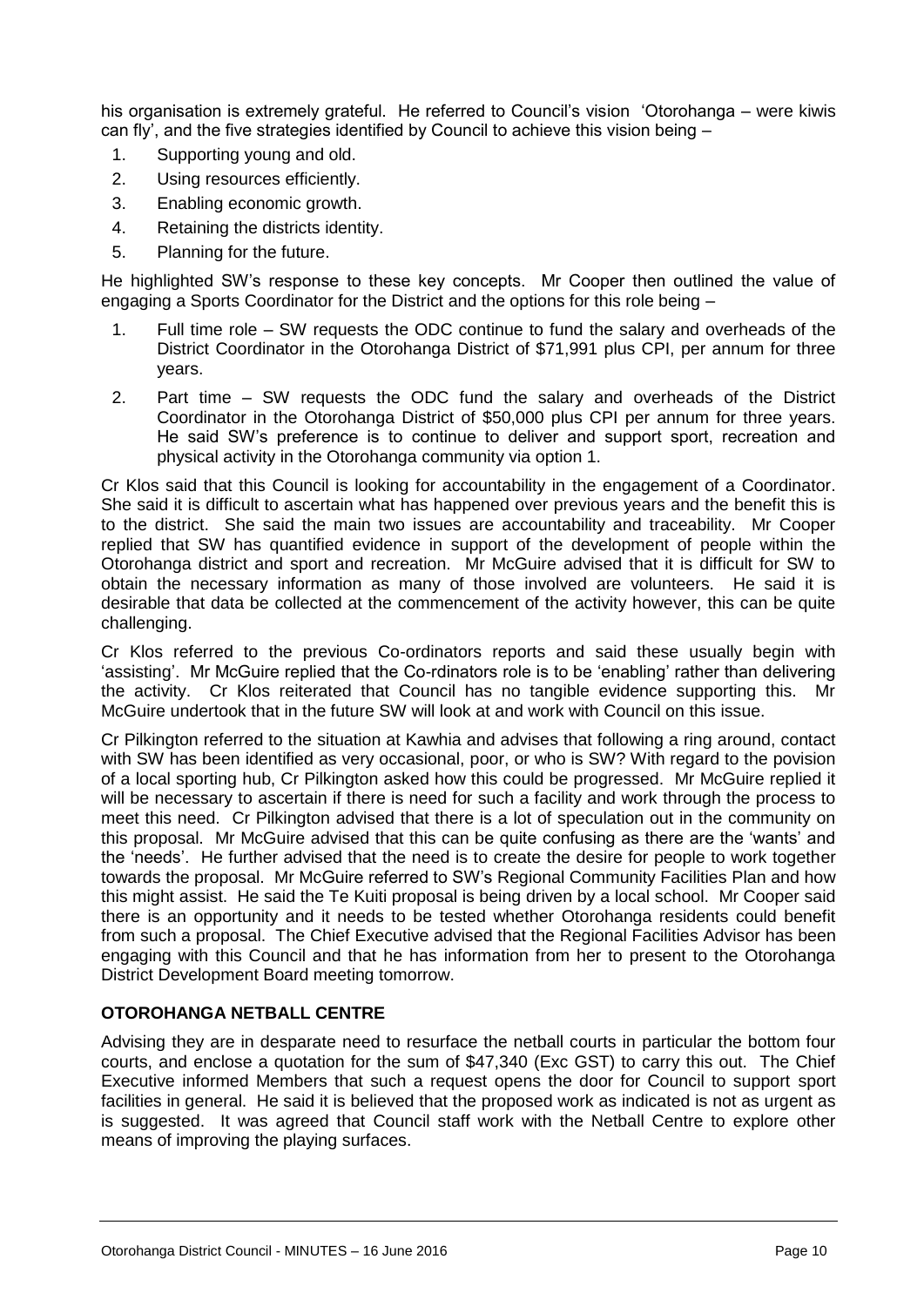his organisation is extremely grateful. He referred to Council's vision 'Otorohanga – were kiwis can fly', and the five strategies identified by Council to achieve this vision being –

1. Supporting young and old.
2. Using resources efficiently.
3. Enabling economic growth.
4. Retaining the districts identity.
5. Planning for the future.

He highlighted SW's response to these key concepts. Mr Cooper then outlined the value of engaging a Sports Coordinator for the District and the options for this role being –

1. Full time role – SW requests the ODC continue to fund the salary and overheads of the District Coordinator in the Otorohanga District of $71,991 plus CPI, per annum for three years.
2. Part time – SW requests the ODC fund the salary and overheads of the District Coordinator in the Otorohanga District of $50,000 plus CPI per annum for three years. He said SW's preference is to continue to deliver and support sport, recreation and physical activity in the Otorohanga community via option 1.

Cr Klos said that this Council is looking for accountability in the engagement of a Coordinator. She said it is difficult to ascertain what has happened over previous years and the benefit this is to the district. She said the main two issues are accountability and traceability. Mr Cooper replied that SW has quantified evidence in support of the development of people within the Otorohanga district and sport and recreation. Mr McGuire advised that it is difficult for SW to obtain the necessary information as many of those involved are volunteers. He said it is desirable that data be collected at the commencement of the activity however, this can be quite challenging.

Cr Klos referred to the previous Co-ordinators reports and said these usually begin with 'assisting'. Mr McGuire replied that the Co-rdinators role is to be 'enabling' rather than delivering the activity. Cr Klos reiterated that Council has no tangible evidence supporting this. Mr McGuire undertook that in the future SW will look at and work with Council on this issue.

Cr Pilkington referred to the situation at Kawhia and advises that following a ring around, contact with SW has been identified as very occasional, poor, or who is SW? With regard to the povision of a local sporting hub, Cr Pilkington asked how this could be progressed. Mr McGuire replied it will be necessary to ascertain if there is need for such a facility and work through the process to meet this need. Cr Pilkington advised that there is a lot of speculation out in the community on this proposal. Mr McGuire advised that this can be quite confusing as there are the 'wants' and the 'needs'. He further advised that the need is to create the desire for people to work together towards the proposal. Mr McGuire referred to SW's Regional Community Facilities Plan and how this might assist. He said the Te Kuiti proposal is being driven by a local school. Mr Cooper said there is an opportunity and it needs to be tested whether Otorohanga residents could benefit from such a proposal. The Chief Executive advised that the Regional Facilities Advisor has been engaging with this Council and that he has information from her to present to the Otorohanga District Development Board meeting tomorrow.

**OTOROHANGA NETBALL CENTRE**

Advising they are in desparate need to resurface the netball courts in particular the bottom four courts, and enclose a quotation for the sum of $47,340 (Exc GST) to carry this out. The Chief Executive informed Members that such a request opens the door for Council to support sport facilities in general. He said it is believed that the proposed work as indicated is not as urgent as is suggested. It was agreed that Council staff work with the Netball Centre to explore other means of improving the playing surfaces.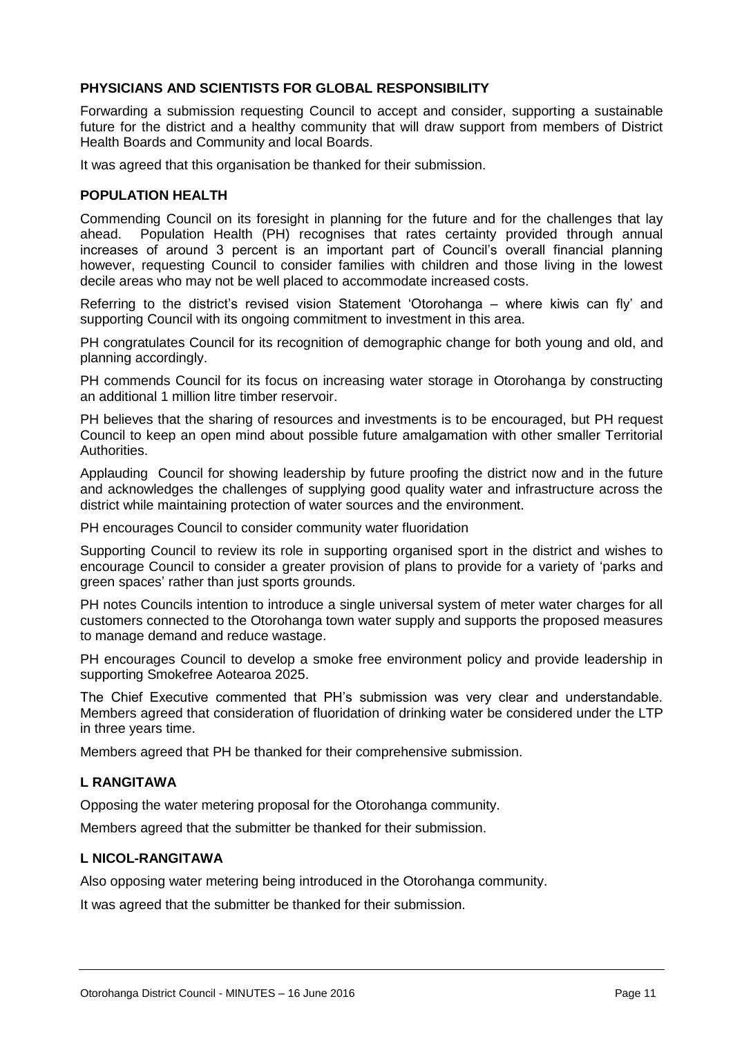### PHYSICIANS AND SCIENTISTS FOR GLOBAL RESPONSIBILITY

Forwarding a submission requesting Council to accept and consider, supporting a sustainable future for the district and a healthy community that will draw support from members of District Health Boards and Community and local Boards.

It was agreed that this organisation be thanked for their submission.

### POPULATION HEALTH

Commending Council on its foresight in planning for the future and for the challenges that lay ahead. Population Health (PH) recognises that rates certainty provided through annual increases of around 3 percent is an important part of Council's overall financial planning however, requesting Council to consider families with children and those living in the lowest decile areas who may not be well placed to accommodate increased costs.

Referring to the district's revised vision Statement 'Otorohanga – where kiwis can fly' and supporting Council with its ongoing commitment to investment in this area.

PH congratulates Council for its recognition of demographic change for both young and old, and planning accordingly.

PH commends Council for its focus on increasing water storage in Otorohanga by constructing an additional 1 million litre timber reservoir.

PH believes that the sharing of resources and investments is to be encouraged, but PH request Council to keep an open mind about possible future amalgamation with other smaller Territorial Authorities.

Applauding Council for showing leadership by future proofing the district now and in the future and acknowledges the challenges of supplying good quality water and infrastructure across the district while maintaining protection of water sources and the environment.

PH encourages Council to consider community water fluoridation

Supporting Council to review its role in supporting organised sport in the district and wishes to encourage Council to consider a greater provision of plans to provide for a variety of 'parks and green spaces' rather than just sports grounds.

PH notes Councils intention to introduce a single universal system of meter water charges for all customers connected to the Otorohanga town water supply and supports the proposed measures to manage demand and reduce wastage.

PH encourages Council to develop a smoke free environment policy and provide leadership in supporting Smokefree Aotearoa 2025.

The Chief Executive commented that PH's submission was very clear and understandable. Members agreed that consideration of fluoridation of drinking water be considered under the LTP in three years time.

Members agreed that PH be thanked for their comprehensive submission.

### L RANGITAWA

Opposing the water metering proposal for the Otorohanga community.

Members agreed that the submitter be thanked for their submission.

### L NICOL-RANGITAWA

Also opposing water metering being introduced in the Otorohanga community.

It was agreed that the submitter be thanked for their submission.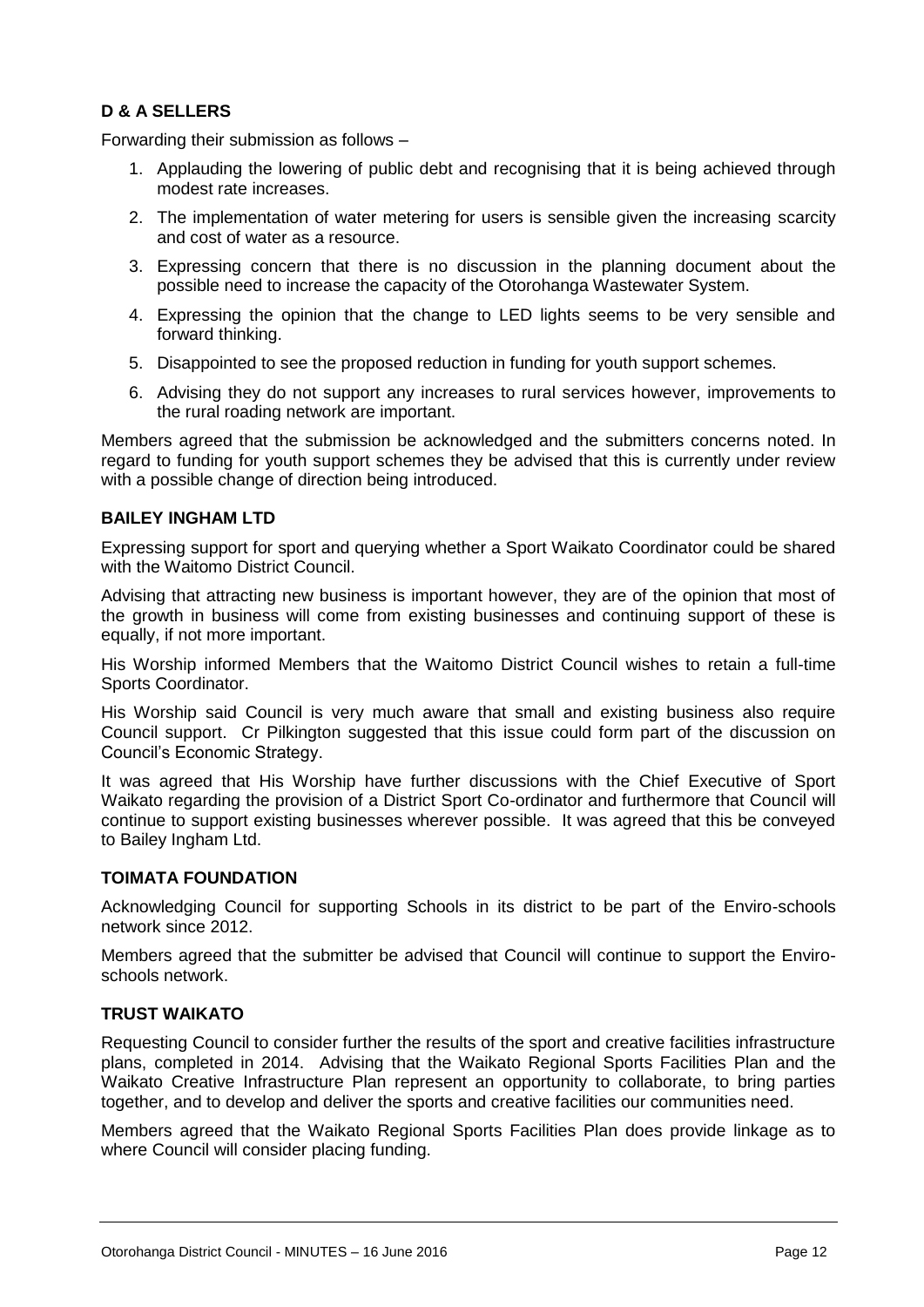### D & A SELLERS

Forwarding their submission as follows –

1. Applauding the lowering of public debt and recognising that it is being achieved through modest rate increases.
2. The implementation of water metering for users is sensible given the increasing scarcity and cost of water as a resource.
3. Expressing concern that there is no discussion in the planning document about the possible need to increase the capacity of the Otorohanga Wastewater System.
4. Expressing the opinion that the change to LED lights seems to be very sensible and forward thinking.
5. Disappointed to see the proposed reduction in funding for youth support schemes.
6. Advising they do not support any increases to rural services however, improvements to the rural roading network are important.

Members agreed that the submission be acknowledged and the submitters concerns noted. In regard to funding for youth support schemes they be advised that this is currently under review with a possible change of direction being introduced.

### BAILEY INGHAM LTD

Expressing support for sport and querying whether a Sport Waikato Coordinator could be shared with the Waitomo District Council.

Advising that attracting new business is important however, they are of the opinion that most of the growth in business will come from existing businesses and continuing support of these is equally, if not more important.

His Worship informed Members that the Waitomo District Council wishes to retain a full-time Sports Coordinator.

His Worship said Council is very much aware that small and existing business also require Council support. Cr Pilkington suggested that this issue could form part of the discussion on Council's Economic Strategy.

It was agreed that His Worship have further discussions with the Chief Executive of Sport Waikato regarding the provision of a District Sport Co-ordinator and furthermore that Council will continue to support existing businesses wherever possible. It was agreed that this be conveyed to Bailey Ingham Ltd.

### TOIMATA FOUNDATION

Acknowledging Council for supporting Schools in its district to be part of the Enviro-schools network since 2012.

Members agreed that the submitter be advised that Council will continue to support the Enviro-schools network.

### TRUST WAIKATO

Requesting Council to consider further the results of the sport and creative facilities infrastructure plans, completed in 2014. Advising that the Waikato Regional Sports Facilities Plan and the Waikato Creative Infrastructure Plan represent an opportunity to collaborate, to bring parties together, and to develop and deliver the sports and creative facilities our communities need.

Members agreed that the Waikato Regional Sports Facilities Plan does provide linkage as to where Council will consider placing funding.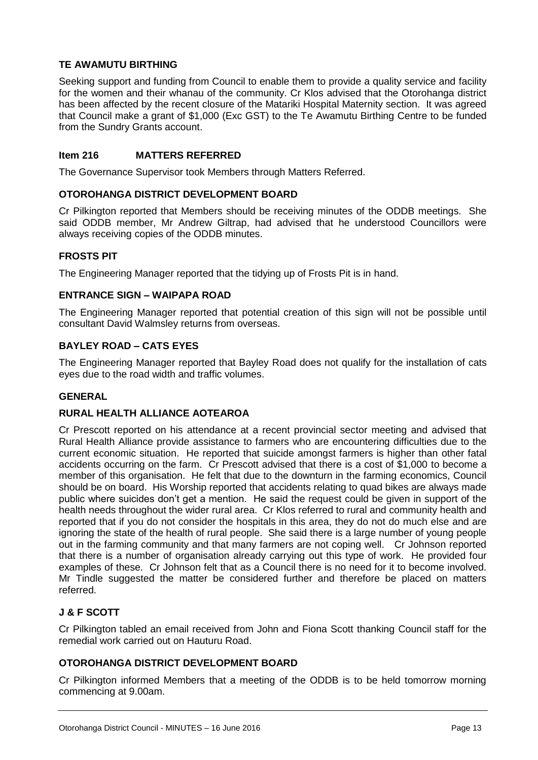**TE AWAMUTU BIRTHING**

Seeking support and funding from Council to enable them to provide a quality service and facility for the women and their whanau of the community. Cr Klos advised that the Otorohanga district has been affected by the recent closure of the Matariki Hospital Maternity section. It was agreed that Council make a grant of $1,000 (Exc GST) to the Te Awamutu Birthing Centre to be funded from the Sundry Grants account.

**Item 216 MATTERS REFERRED**

The Governance Supervisor took Members through Matters Referred.

**OTOROHANGA DISTRICT DEVELOPMENT BOARD**

Cr Pilkington reported that Members should be receiving minutes of the ODDB meetings. She said ODDB member, Mr Andrew Giltrap, had advised that he understood Councillors were always receiving copies of the ODDB minutes.

**FROSTS PIT**

The Engineering Manager reported that the tidying up of Frosts Pit is in hand.

**ENTRANCE SIGN – WAIPAPA ROAD**

The Engineering Manager reported that potential creation of this sign will not be possible until consultant David Walmsley returns from overseas.

**BAYLEY ROAD – CATS EYES**

The Engineering Manager reported that Bayley Road does not qualify for the installation of cats eyes due to the road width and traffic volumes.

**GENERAL**

**RURAL HEALTH ALLIANCE AOTEAROA**

Cr Prescott reported on his attendance at a recent provincial sector meeting and advised that Rural Health Alliance provide assistance to farmers who are encountering difficulties due to the current economic situation. He reported that suicide amongst farmers is higher than other fatal accidents occurring on the farm. Cr Prescott advised that there is a cost of $1,000 to become a member of this organisation. He felt that due to the downturn in the farming economics, Council should be on board. His Worship reported that accidents relating to quad bikes are always made public where suicides don't get a mention. He said the request could be given in support of the health needs throughout the wider rural area. Cr Klos referred to rural and community health and reported that if you do not consider the hospitals in this area, they do not do much else and are ignoring the state of the health of rural people. She said there is a large number of young people out in the farming community and that many farmers are not coping well. Cr Johnson reported that there is a number of organisation already carrying out this type of work. He provided four examples of these. Cr Johnson felt that as a Council there is no need for it to become involved. Mr Tindle suggested the matter be considered further and therefore be placed on matters referred.

**J & F SCOTT**

Cr Pilkington tabled an email received from John and Fiona Scott thanking Council staff for the remedial work carried out on Hauturu Road.

**OTOROHANGA DISTRICT DEVELOPMENT BOARD**

Cr Pilkington informed Members that a meeting of the ODDB is to be held tomorrow morning commencing at 9.00am.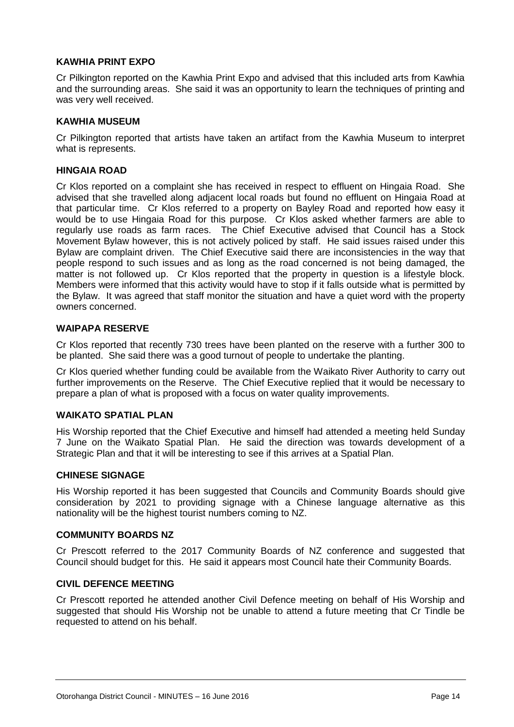### KAWHIA PRINT EXPO

Cr Pilkington reported on the Kawhia Print Expo and advised that this included arts from Kawhia and the surrounding areas. She said it was an opportunity to learn the techniques of printing and was very well received.

### KAWHIA MUSEUM

Cr Pilkington reported that artists have taken an artifact from the Kawhia Museum to interpret what is represents.

### HINGAIA ROAD

Cr Klos reported on a complaint she has received in respect to effluent on Hingaia Road. She advised that she travelled along adjacent local roads but found no effluent on Hingaia Road at that particular time. Cr Klos referred to a property on Bayley Road and reported how easy it would be to use Hingaia Road for this purpose. Cr Klos asked whether farmers are able to regularly use roads as farm races. The Chief Executive advised that Council has a Stock Movement Bylaw however, this is not actively policed by staff. He said issues raised under this Bylaw are complaint driven. The Chief Executive said there are inconsistencies in the way that people respond to such issues and as long as the road concerned is not being damaged, the matter is not followed up. Cr Klos reported that the property in question is a lifestyle block. Members were informed that this activity would have to stop if it falls outside what is permitted by the Bylaw. It was agreed that staff monitor the situation and have a quiet word with the property owners concerned.

### WAIPAPA RESERVE

Cr Klos reported that recently 730 trees have been planted on the reserve with a further 300 to be planted. She said there was a good turnout of people to undertake the planting.

Cr Klos queried whether funding could be available from the Waikato River Authority to carry out further improvements on the Reserve. The Chief Executive replied that it would be necessary to prepare a plan of what is proposed with a focus on water quality improvements.

### WAIKATO SPATIAL PLAN

His Worship reported that the Chief Executive and himself had attended a meeting held Sunday 7 June on the Waikato Spatial Plan. He said the direction was towards development of a Strategic Plan and that it will be interesting to see if this arrives at a Spatial Plan.

### CHINESE SIGNAGE

His Worship reported it has been suggested that Councils and Community Boards should give consideration by 2021 to providing signage with a Chinese language alternative as this nationality will be the highest tourist numbers coming to NZ.

### COMMUNITY BOARDS NZ

Cr Prescott referred to the 2017 Community Boards of NZ conference and suggested that Council should budget for this. He said it appears most Council hate their Community Boards.

### CIVIL DEFENCE MEETING

Cr Prescott reported he attended another Civil Defence meeting on behalf of His Worship and suggested that should His Worship not be unable to attend a future meeting that Cr Tindle be requested to attend on his behalf.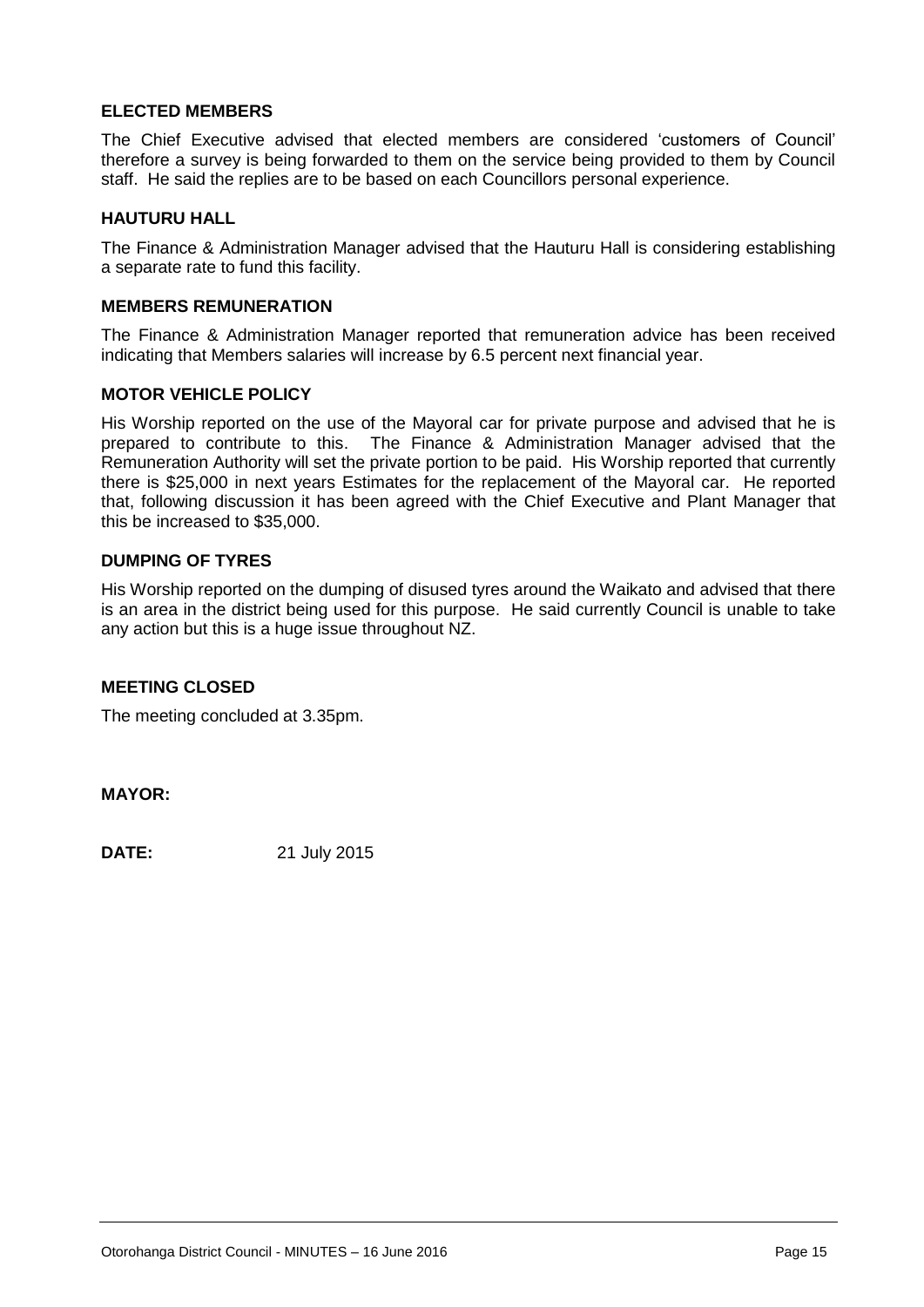**ELECTED MEMBERS**

The Chief Executive advised that elected members are considered 'customers of Council' therefore a survey is being forwarded to them on the service being provided to them by Council staff. He said the replies are to be based on each Councillors personal experience.

**HAUTURU HALL**

The Finance & Administration Manager advised that the Hauturu Hall is considering establishing a separate rate to fund this facility.

**MEMBERS REMUNERATION**

The Finance & Administration Manager reported that remuneration advice has been received indicating that Members salaries will increase by 6.5 percent next financial year.

**MOTOR VEHICLE POLICY**

His Worship reported on the use of the Mayoral car for private purpose and advised that he is prepared to contribute to this. The Finance & Administration Manager advised that the Remuneration Authority will set the private portion to be paid. His Worship reported that currently there is $25,000 in next years Estimates for the replacement of the Mayoral car. He reported that, following discussion it has been agreed with the Chief Executive and Plant Manager that this be increased to $35,000.

**DUMPING OF TYRES**

His Worship reported on the dumping of disused tyres around the Waikato and advised that there is an area in the district being used for this purpose. He said currently Council is unable to take any action but this is a huge issue throughout NZ.

**MEETING CLOSED**

The meeting concluded at 3.35pm.

**MAYOR:**

**DATE:** 21 July 2015